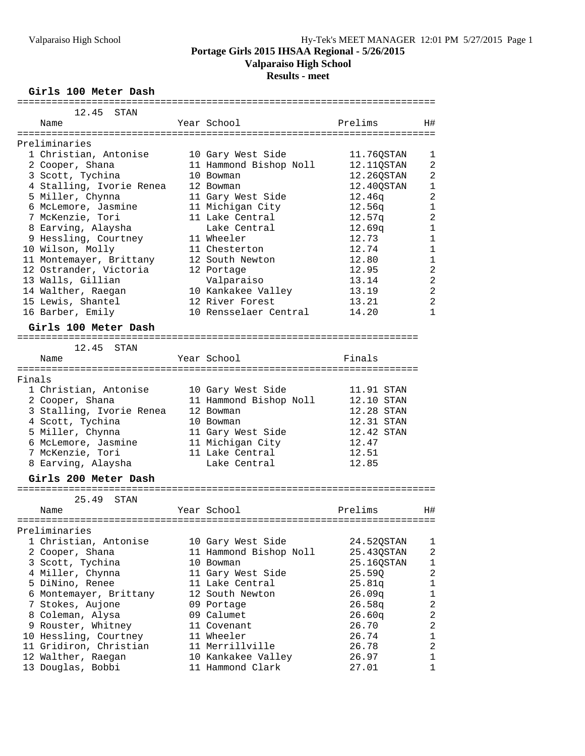# Portage Girls 2015 IHSAA Regional - 5/26/2015

## Valparaiso High School

### Results - meet

### Girls 100 Meter Dash

12.45 STAN

Preliminaries

| | Name | Year | School | Prelims | | H# |
|---|---|---|---|---|---|---|
| 1 | Christian, Antonise | 10 | Gary West Side | 11.76 | Q STAN | 1 |
| 2 | Cooper, Shana | 11 | Hammond Bishop Noll | 12.11 | Q STAN | 2 |
| 3 | Scott, Tychina | 10 | Bowman | 12.26 | Q STAN | 2 |
| 4 | Stalling, Ivorie Renea | 12 | Bowman | 12.40 | Q STAN | 1 |
| 5 | Miller, Chynna | 11 | Gary West Side | 12.46 | q | 2 |
| 6 | McLemore, Jasmine | 11 | Michigan City | 12.56 | q | 1 |
| 7 | McKenzie, Tori | 11 | Lake Central | 12.57 | q | 2 |
| 8 | Earving, Alaysha | | Lake Central | 12.69 | q | 1 |
| 9 | Hessling, Courtney | 11 | Wheeler | 12.73 | | 1 |
| 10 | Wilson, Molly | 11 | Chesterton | 12.74 | | 1 |
| 11 | Montemayer, Brittany | 12 | South Newton | 12.80 | | 1 |
| 12 | Ostrander, Victoria | 12 | Portage | 12.95 | | 2 |
| 13 | Walls, Gillian | | Valparaiso | 13.14 | | 2 |
| 14 | Walther, Raegan | 10 | Kankakee Valley | 13.19 | | 2 |
| 15 | Lewis, Shantel | 12 | River Forest | 13.21 | | 2 |
| 16 | Barber, Emily | 10 | Rensselaer Central | 14.20 | | 1 |

### Girls 100 Meter Dash

12.45 STAN

Finals

| | Name | Year | School | Finals | |
|---|---|---|---|---|---|
| 1 | Christian, Antonise | 10 | Gary West Side | 11.91 | STAN |
| 2 | Cooper, Shana | 11 | Hammond Bishop Noll | 12.10 | STAN |
| 3 | Stalling, Ivorie Renea | 12 | Bowman | 12.28 | STAN |
| 4 | Scott, Tychina | 10 | Bowman | 12.31 | STAN |
| 5 | Miller, Chynna | 11 | Gary West Side | 12.42 | STAN |
| 6 | McLemore, Jasmine | 11 | Michigan City | 12.47 | |
| 7 | McKenzie, Tori | 11 | Lake Central | 12.51 | |
| 8 | Earving, Alaysha | | Lake Central | 12.85 | |

### Girls 200 Meter Dash

25.49 STAN

Preliminaries

| | Name | Year | School | Prelims | | H# |
|---|---|---|---|---|---|---|
| 1 | Christian, Antonise | 10 | Gary West Side | 24.52 | Q STAN | 1 |
| 2 | Cooper, Shana | 11 | Hammond Bishop Noll | 25.43 | Q STAN | 2 |
| 3 | Scott, Tychina | 10 | Bowman | 25.16 | Q STAN | 1 |
| 4 | Miller, Chynna | 11 | Gary West Side | 25.59 | Q | 2 |
| 5 | DiNino, Renee | 11 | Lake Central | 25.81 | q | 1 |
| 6 | Montemayer, Brittany | 12 | South Newton | 26.09 | q | 1 |
| 7 | Stokes, Aujone | 09 | Portage | 26.58 | q | 2 |
| 8 | Coleman, Alysa | 09 | Calumet | 26.60 | q | 2 |
| 9 | Rouster, Whitney | 11 | Covenant | 26.70 | | 2 |
| 10 | Hessling, Courtney | 11 | Wheeler | 26.74 | | 1 |
| 11 | Gridiron, Christian | 11 | Merrillville | 26.78 | | 2 |
| 12 | Walther, Raegan | 10 | Kankakee Valley | 26.97 | | 1 |
| 13 | Douglas, Bobbi | 11 | Hammond Clark | 27.01 | | 1 |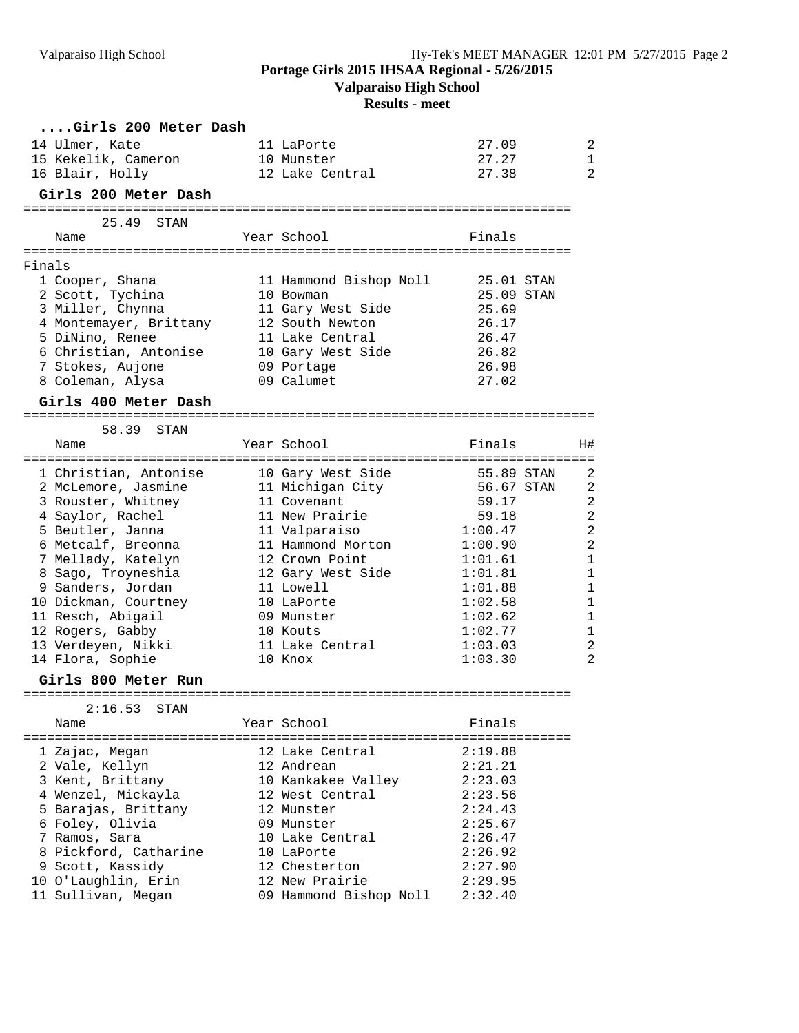## ....Girls 200 Meter Dash

| | Name | Year | School | Finals | H# |
|---|---|---|---|---|---|
| 14 | Ulmer, Kate | 11 | LaPorte | 27.09 | 2 |
| 15 | Kekelik, Cameron | 10 | Munster | 27.27 | 1 |
| 16 | Blair, Holly | 12 | Lake Central | 27.38 | 2 |

## Girls 200 Meter Dash

25.49 STAN

Finals

| | Name | Year | School | Finals | |
|---|---|---|---|---|---|
| 1 | Cooper, Shana | 11 | Hammond Bishop Noll | 25.01 | STAN |
| 2 | Scott, Tychina | 10 | Bowman | 25.09 | STAN |
| 3 | Miller, Chynna | 11 | Gary West Side | 25.69 | |
| 4 | Montemayer, Brittany | 12 | South Newton | 26.17 | |
| 5 | DiNino, Renee | 11 | Lake Central | 26.47 | |
| 6 | Christian, Antonise | 10 | Gary West Side | 26.82 | |
| 7 | Stokes, Aujone | 09 | Portage | 26.98 | |
| 8 | Coleman, Alysa | 09 | Calumet | 27.02 | |

## Girls 400 Meter Dash

58.39 STAN

| | Name | Year | School | Finals | | H# |
|---|---|---|---|---|---|---|
| 1 | Christian, Antonise | 10 | Gary West Side | 55.89 | STAN | 2 |
| 2 | McLemore, Jasmine | 11 | Michigan City | 56.67 | STAN | 2 |
| 3 | Rouster, Whitney | 11 | Covenant | 59.17 | | 2 |
| 4 | Saylor, Rachel | 11 | New Prairie | 59.18 | | 2 |
| 5 | Beutler, Janna | 11 | Valparaiso | 1:00.47 | | 2 |
| 6 | Metcalf, Breonna | 11 | Hammond Morton | 1:00.90 | | 2 |
| 7 | Mellady, Katelyn | 12 | Crown Point | 1:01.61 | | 1 |
| 8 | Sago, Troyneshia | 12 | Gary West Side | 1:01.81 | | 1 |
| 9 | Sanders, Jordan | 11 | Lowell | 1:01.88 | | 1 |
| 10 | Dickman, Courtney | 10 | LaPorte | 1:02.58 | | 1 |
| 11 | Resch, Abigail | 09 | Munster | 1:02.62 | | 1 |
| 12 | Rogers, Gabby | 10 | Kouts | 1:02.77 | | 1 |
| 13 | Verdeyen, Nikki | 11 | Lake Central | 1:03.03 | | 2 |
| 14 | Flora, Sophie | 10 | Knox | 1:03.30 | | 2 |

## Girls 800 Meter Run

2:16.53 STAN

| | Name | Year | School | Finals |
|---|---|---|---|---|
| 1 | Zajac, Megan | 12 | Lake Central | 2:19.88 |
| 2 | Vale, Kellyn | 12 | Andrean | 2:21.21 |
| 3 | Kent, Brittany | 10 | Kankakee Valley | 2:23.03 |
| 4 | Wenzel, Mickayla | 12 | West Central | 2:23.56 |
| 5 | Barajas, Brittany | 12 | Munster | 2:24.43 |
| 6 | Foley, Olivia | 09 | Munster | 2:25.67 |
| 7 | Ramos, Sara | 10 | Lake Central | 2:26.47 |
| 8 | Pickford, Catharine | 10 | LaPorte | 2:26.92 |
| 9 | Scott, Kassidy | 12 | Chesterton | 2:27.90 |
| 10 | O'Laughlin, Erin | 12 | New Prairie | 2:29.95 |
| 11 | Sullivan, Megan | 09 | Hammond Bishop Noll | 2:32.40 |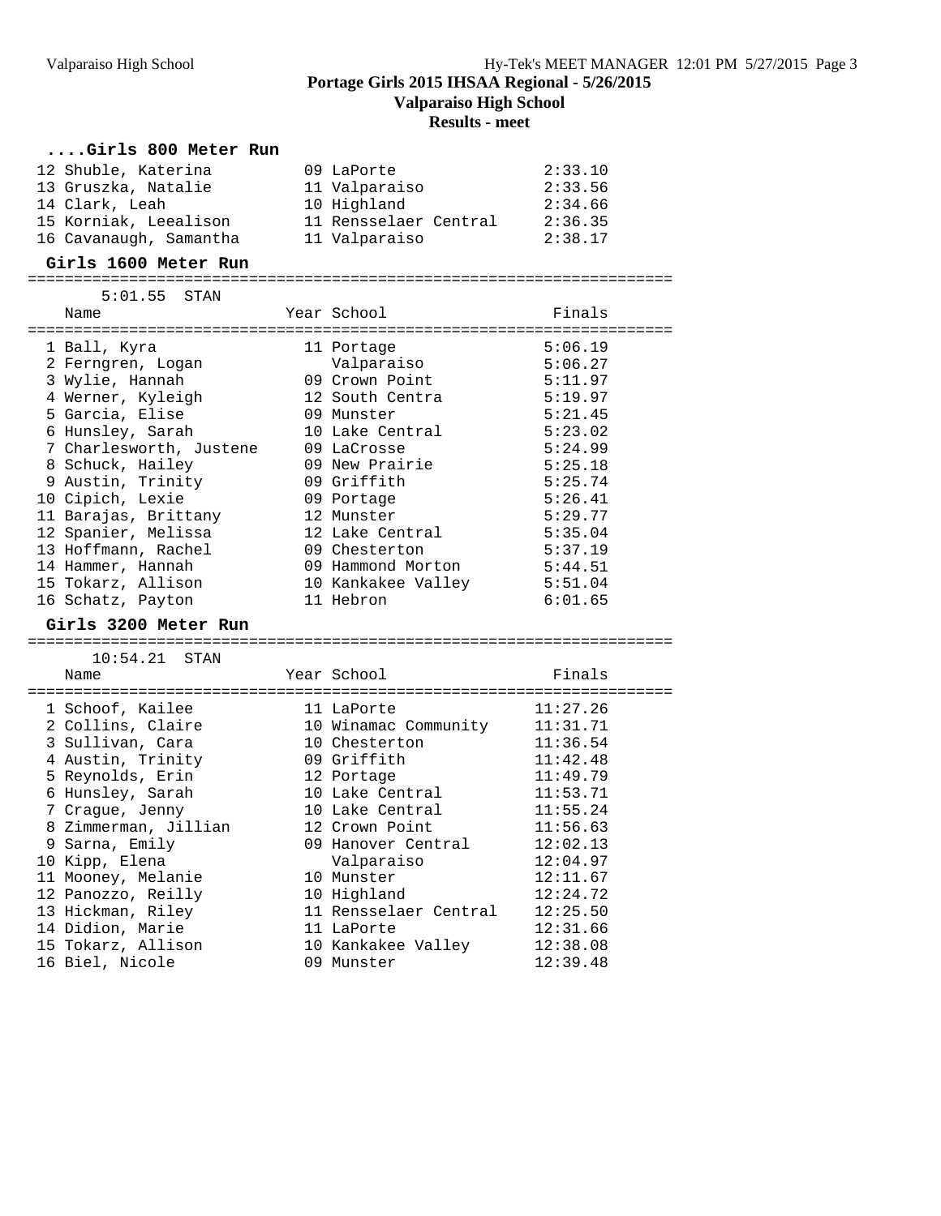## Portage Girls 2015 IHSAA Regional - 5/26/2015
## Valparaiso High School
## Results - meet

### ....Girls 800 Meter Run

| Place | Name | Year | School | Finals |
|---|---|---|---|---|
| 12 | Shuble, Katerina | 09 | LaPorte | 2:33.10 |
| 13 | Gruszka, Natalie | 11 | Valparaiso | 2:33.56 |
| 14 | Clark, Leah | 10 | Highland | 2:34.66 |
| 15 | Korniak, Leealison | 11 | Rensselaer Central | 2:36.35 |
| 16 | Cavanaugh, Samantha | 11 | Valparaiso | 2:38.17 |

### Girls 1600 Meter Run

5:01.55 STAN

| Place | Name | Year | School | Finals |
|---|---|---|---|---|
| 1 | Ball, Kyra | 11 | Portage | 5:06.19 |
| 2 | Ferngren, Logan | | Valparaiso | 5:06.27 |
| 3 | Wylie, Hannah | 09 | Crown Point | 5:11.97 |
| 4 | Werner, Kyleigh | 12 | South Centra | 5:19.97 |
| 5 | Garcia, Elise | 09 | Munster | 5:21.45 |
| 6 | Hunsley, Sarah | 10 | Lake Central | 5:23.02 |
| 7 | Charlesworth, Justene | 09 | LaCrosse | 5:24.99 |
| 8 | Schuck, Hailey | 09 | New Prairie | 5:25.18 |
| 9 | Austin, Trinity | 09 | Griffith | 5:25.74 |
| 10 | Cipich, Lexie | 09 | Portage | 5:26.41 |
| 11 | Barajas, Brittany | 12 | Munster | 5:29.77 |
| 12 | Spanier, Melissa | 12 | Lake Central | 5:35.04 |
| 13 | Hoffmann, Rachel | 09 | Chesterton | 5:37.19 |
| 14 | Hammer, Hannah | 09 | Hammond Morton | 5:44.51 |
| 15 | Tokarz, Allison | 10 | Kankakee Valley | 5:51.04 |
| 16 | Schatz, Payton | 11 | Hebron | 6:01.65 |

### Girls 3200 Meter Run

10:54.21 STAN

| Place | Name | Year | School | Finals |
|---|---|---|---|---|
| 1 | Schoof, Kailee | 11 | LaPorte | 11:27.26 |
| 2 | Collins, Claire | 10 | Winamac Community | 11:31.71 |
| 3 | Sullivan, Cara | 10 | Chesterton | 11:36.54 |
| 4 | Austin, Trinity | 09 | Griffith | 11:42.48 |
| 5 | Reynolds, Erin | 12 | Portage | 11:49.79 |
| 6 | Hunsley, Sarah | 10 | Lake Central | 11:53.71 |
| 7 | Crague, Jenny | 10 | Lake Central | 11:55.24 |
| 8 | Zimmerman, Jillian | 12 | Crown Point | 11:56.63 |
| 9 | Sarna, Emily | 09 | Hanover Central | 12:02.13 |
| 10 | Kipp, Elena | | Valparaiso | 12:04.97 |
| 11 | Mooney, Melanie | 10 | Munster | 12:11.67 |
| 12 | Panozzo, Reilly | 10 | Highland | 12:24.72 |
| 13 | Hickman, Riley | 11 | Rensselaer Central | 12:25.50 |
| 14 | Didion, Marie | 11 | LaPorte | 12:31.66 |
| 15 | Tokarz, Allison | 10 | Kankakee Valley | 12:38.08 |
| 16 | Biel, Nicole | 09 | Munster | 12:39.48 |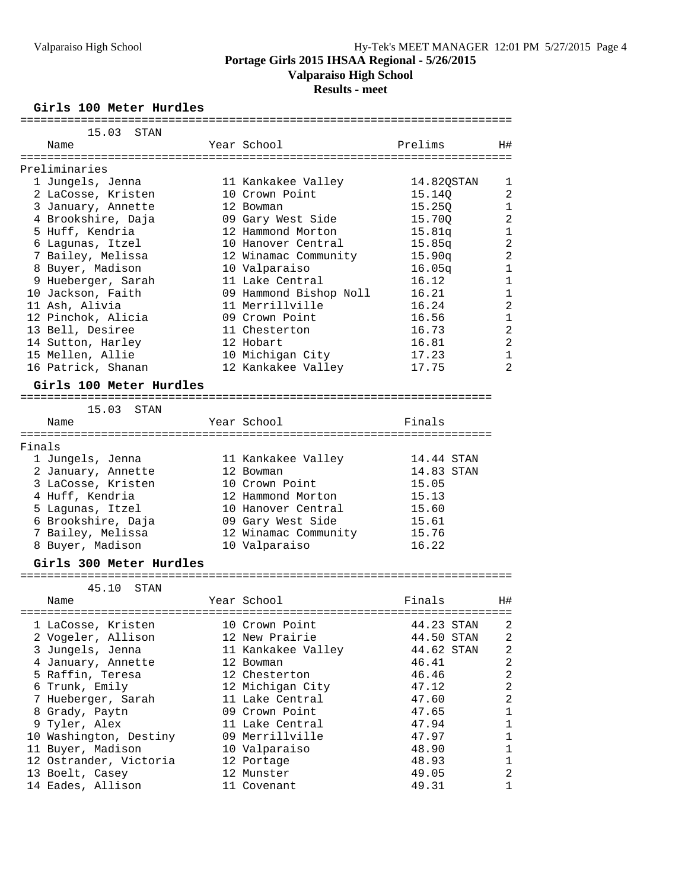**Portage Girls 2015 IHSAA Regional - 5/26/2015**
**Valparaiso High School**
**Results - meet**

### Girls 100 Meter Hurdles

15.03 STAN

**Preliminaries**

| | Name | Year | School | Prelims | | H# |
|---|---|---|---|---|---|---|
| 1 | Jungels, Jenna | 11 | Kankakee Valley | 14.82Q | STAN | 1 |
| 2 | LaCosse, Kristen | 10 | Crown Point | 15.14Q | | 2 |
| 3 | January, Annette | 12 | Bowman | 15.25Q | | 1 |
| 4 | Brookshire, Daja | 09 | Gary West Side | 15.70Q | | 2 |
| 5 | Huff, Kendria | 12 | Hammond Morton | 15.81q | | 1 |
| 6 | Lagunas, Itzel | 10 | Hanover Central | 15.85q | | 2 |
| 7 | Bailey, Melissa | 12 | Winamac Community | 15.90q | | 2 |
| 8 | Buyer, Madison | 10 | Valparaiso | 16.05q | | 1 |
| 9 | Hueberger, Sarah | 11 | Lake Central | 16.12 | | 1 |
| 10 | Jackson, Faith | 09 | Hammond Bishop Noll | 16.21 | | 1 |
| 11 | Ash, Alivia | 11 | Merrillville | 16.24 | | 2 |
| 12 | Pinchok, Alicia | 09 | Crown Point | 16.56 | | 1 |
| 13 | Bell, Desiree | 11 | Chesterton | 16.73 | | 2 |
| 14 | Sutton, Harley | 12 | Hobart | 16.81 | | 2 |
| 15 | Mellen, Allie | 10 | Michigan City | 17.23 | | 1 |
| 16 | Patrick, Shanan | 12 | Kankakee Valley | 17.75 | | 2 |

### Girls 100 Meter Hurdles

15.03 STAN

**Finals**

| | Name | Year | School | Finals | |
|---|---|---|---|---|---|
| 1 | Jungels, Jenna | 11 | Kankakee Valley | 14.44 | STAN |
| 2 | January, Annette | 12 | Bowman | 14.83 | STAN |
| 3 | LaCosse, Kristen | 10 | Crown Point | 15.05 | |
| 4 | Huff, Kendria | 12 | Hammond Morton | 15.13 | |
| 5 | Lagunas, Itzel | 10 | Hanover Central | 15.60 | |
| 6 | Brookshire, Daja | 09 | Gary West Side | 15.61 | |
| 7 | Bailey, Melissa | 12 | Winamac Community | 15.76 | |
| 8 | Buyer, Madison | 10 | Valparaiso | 16.22 | |

### Girls 300 Meter Hurdles

45.10 STAN

| | Name | Year | School | Finals | | H# |
|---|---|---|---|---|---|---|
| 1 | LaCosse, Kristen | 10 | Crown Point | 44.23 | STAN | 2 |
| 2 | Vogeler, Allison | 12 | New Prairie | 44.50 | STAN | 2 |
| 3 | Jungels, Jenna | 11 | Kankakee Valley | 44.62 | STAN | 2 |
| 4 | January, Annette | 12 | Bowman | 46.41 | | 2 |
| 5 | Raffin, Teresa | 12 | Chesterton | 46.46 | | 2 |
| 6 | Trunk, Emily | 12 | Michigan City | 47.12 | | 2 |
| 7 | Hueberger, Sarah | 11 | Lake Central | 47.60 | | 2 |
| 8 | Grady, Paytn | 09 | Crown Point | 47.65 | | 1 |
| 9 | Tyler, Alex | 11 | Lake Central | 47.94 | | 1 |
| 10 | Washington, Destiny | 09 | Merrillville | 47.97 | | 1 |
| 11 | Buyer, Madison | 10 | Valparaiso | 48.90 | | 1 |
| 12 | Ostrander, Victoria | 12 | Portage | 48.93 | | 1 |
| 13 | Boelt, Casey | 12 | Munster | 49.05 | | 2 |
| 14 | Eades, Allison | 11 | Covenant | 49.31 | | 1 |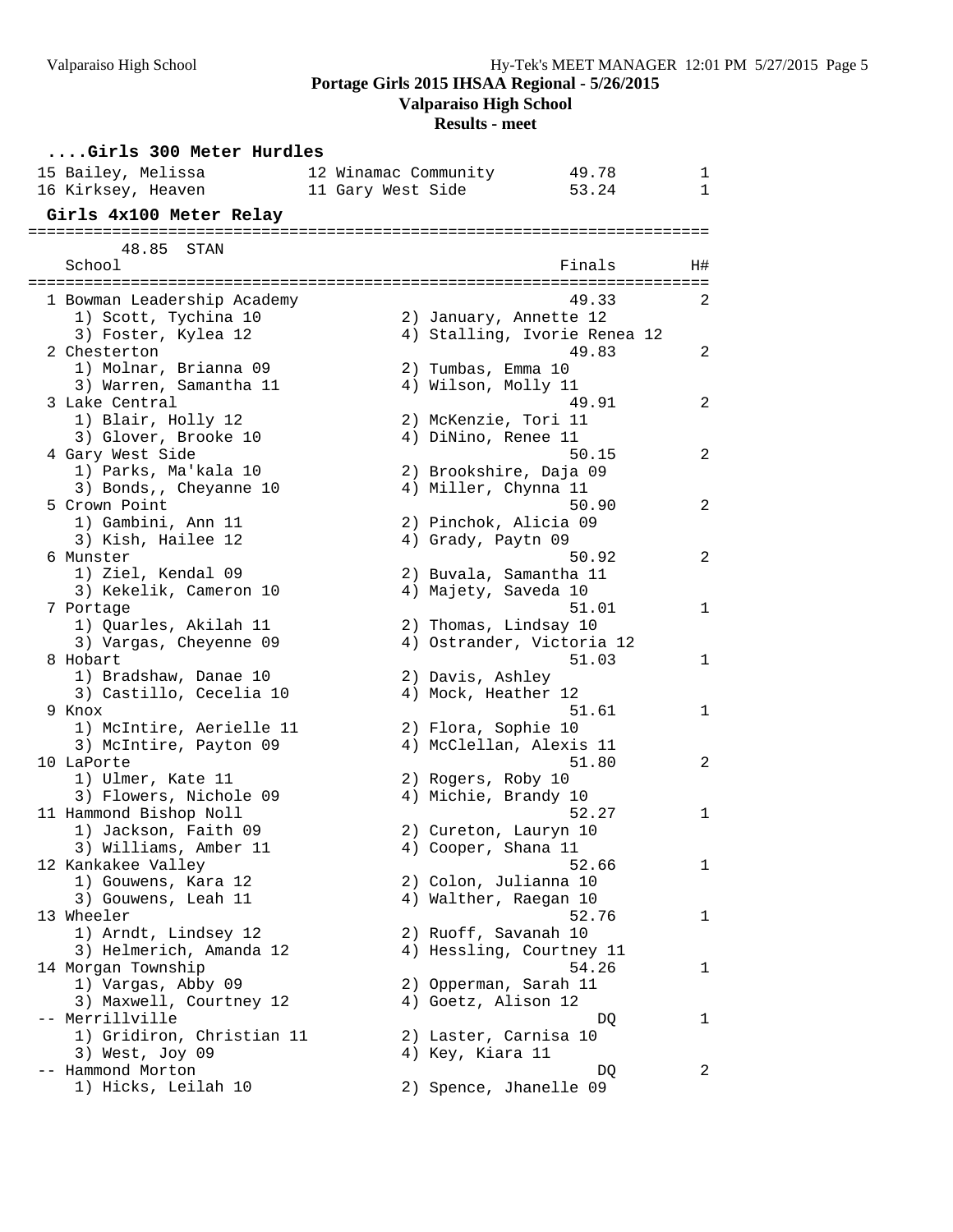# Portage Girls 2015 IHSAA Regional - 5/26/2015

**Valparaiso High School**

**Results - meet**

### ....Girls 300 Meter Hurdles

| Place | Name | Yr | School | Finals | H# |
|---|---|---|---|---|---|
| 15 | Bailey, Melissa | 12 | Winamac Community | 49.78 | 1 |
| 16 | Kirksey, Heaven | 11 | Gary West Side | 53.24 | 1 |

### Girls 4x100 Meter Relay

48.85 STAN

| Place | School | Finals | H# |
|---|---|---|---|
| 1 | Bowman Leadership Academy | 49.33 | 2 |
| | 1) Scott, Tychina 10; 2) January, Annette 12; 3) Foster, Kylea 12; 4) Stalling, Ivorie Renea 12 | | |
| 2 | Chesterton | 49.83 | 2 |
| | 1) Molnar, Brianna 09; 2) Tumbas, Emma 10; 3) Warren, Samantha 11; 4) Wilson, Molly 11 | | |
| 3 | Lake Central | 49.91 | 2 |
| | 1) Blair, Holly 12; 2) McKenzie, Tori 11; 3) Glover, Brooke 10; 4) DiNino, Renee 11 | | |
| 4 | Gary West Side | 50.15 | 2 |
| | 1) Parks, Ma'kala 10; 2) Brookshire, Daja 09; 3) Bonds,, Cheyanne 10; 4) Miller, Chynna 11 | | |
| 5 | Crown Point | 50.90 | 2 |
| | 1) Gambini, Ann 11; 2) Pinchok, Alicia 09; 3) Kish, Hailee 12; 4) Grady, Paytn 09 | | |
| 6 | Munster | 50.92 | 2 |
| | 1) Ziel, Kendal 09; 2) Buvala, Samantha 11; 3) Kekelik, Cameron 10; 4) Majety, Saveda 10 | | |
| 7 | Portage | 51.01 | 1 |
| | 1) Quarles, Akilah 11; 2) Thomas, Lindsay 10; 3) Vargas, Cheyenne 09; 4) Ostrander, Victoria 12 | | |
| 8 | Hobart | 51.03 | 1 |
| | 1) Bradshaw, Danae 10; 2) Davis, Ashley; 3) Castillo, Cecelia 10; 4) Mock, Heather 12 | | |
| 9 | Knox | 51.61 | 1 |
| | 1) McIntire, Aerielle 11; 2) Flora, Sophie 10; 3) McIntire, Payton 09; 4) McClellan, Alexis 11 | | |
| 10 | LaPorte | 51.80 | 2 |
| | 1) Ulmer, Kate 11; 2) Rogers, Roby 10; 3) Flowers, Nichole 09; 4) Michie, Brandy 10 | | |
| 11 | Hammond Bishop Noll | 52.27 | 1 |
| | 1) Jackson, Faith 09; 2) Cureton, Lauryn 10; 3) Williams, Amber 11; 4) Cooper, Shana 11 | | |
| 12 | Kankakee Valley | 52.66 | 1 |
| | 1) Gouwens, Kara 12; 2) Colon, Julianna 10; 3) Gouwens, Leah 11; 4) Walther, Raegan 10 | | |
| 13 | Wheeler | 52.76 | 1 |
| | 1) Arndt, Lindsey 12; 2) Ruoff, Savanah 10; 3) Helmerich, Amanda 12; 4) Hessling, Courtney 11 | | |
| 14 | Morgan Township | 54.26 | 1 |
| | 1) Vargas, Abby 09; 2) Opperman, Sarah 11; 3) Maxwell, Courtney 12; 4) Goetz, Alison 12 | | |
| -- | Merrillville | DQ | 1 |
| | 1) Gridiron, Christian 11; 2) Laster, Carnisa 10; 3) West, Joy 09; 4) Key, Kiara 11 | | |
| -- | Hammond Morton | DQ | 2 |
| | 1) Hicks, Leilah 10; 2) Spence, Jhanelle 09 | | |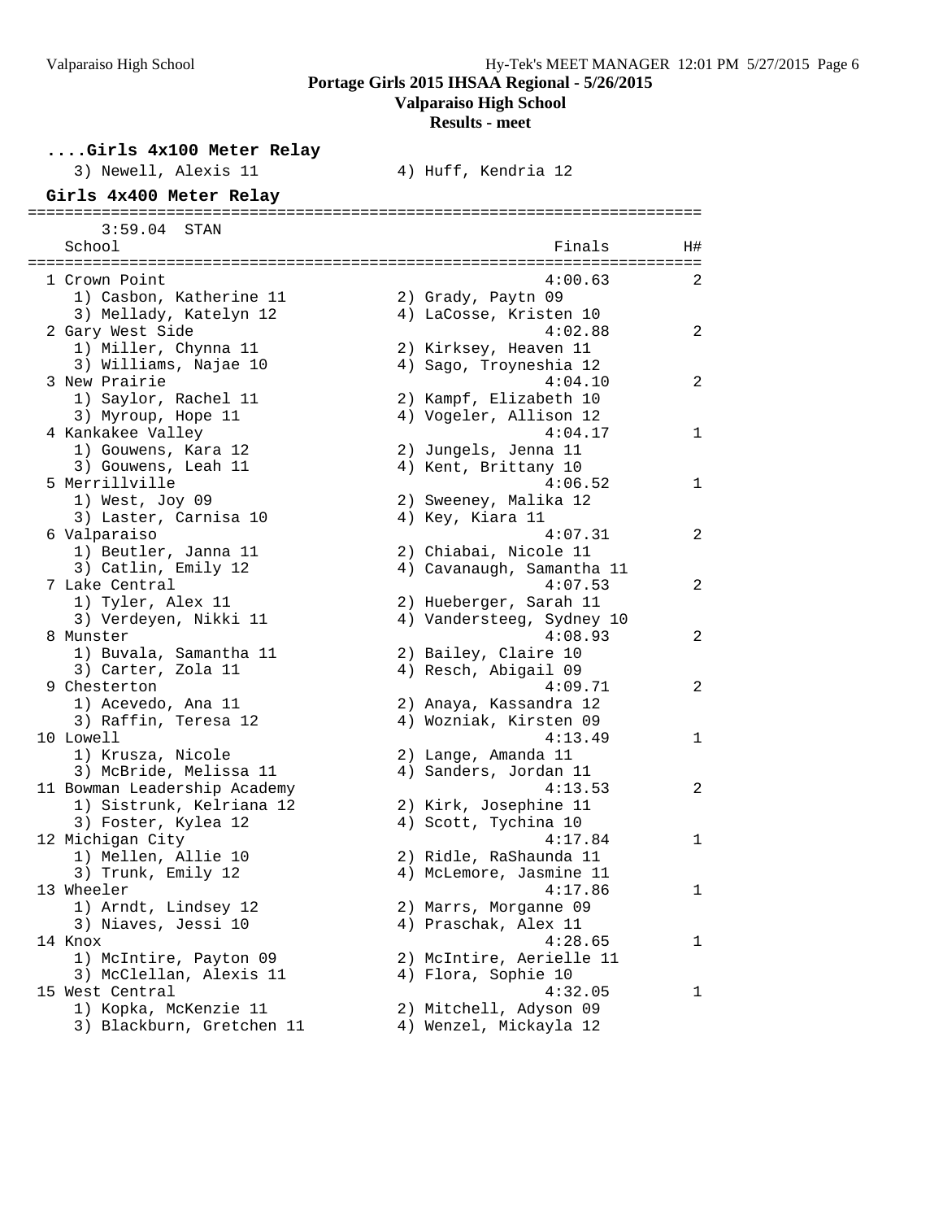**....Girls 4x100 Meter Relay**

3) Newell, Alexis 11 4) Huff, Kendria 12

## Girls 4x400 Meter Relay

3:59.04 STAN

| Place | School | Finals | H# |
|---|---|---|---|
| 1 | Crown Point | 4:00.63 | 2 |
| | 1) Casbon, Katherine 11; 2) Grady, Paytn 09; 3) Mellady, Katelyn 12; 4) LaCosse, Kristen 10 | | |
| 2 | Gary West Side | 4:02.88 | 2 |
| | 1) Miller, Chynna 11; 2) Kirksey, Heaven 11; 3) Williams, Najae 10; 4) Sago, Troyneshia 12 | | |
| 3 | New Prairie | 4:04.10 | 2 |
| | 1) Saylor, Rachel 11; 2) Kampf, Elizabeth 10; 3) Myroup, Hope 11; 4) Vogeler, Allison 12 | | |
| 4 | Kankakee Valley | 4:04.17 | 1 |
| | 1) Gouwens, Kara 12; 2) Jungels, Jenna 11; 3) Gouwens, Leah 11; 4) Kent, Brittany 10 | | |
| 5 | Merrillville | 4:06.52 | 1 |
| | 1) West, Joy 09; 2) Sweeney, Malika 12; 3) Laster, Carnisa 10; 4) Key, Kiara 11 | | |
| 6 | Valparaiso | 4:07.31 | 2 |
| | 1) Beutler, Janna 11; 2) Chiabai, Nicole 11; 3) Catlin, Emily 12; 4) Cavanaugh, Samantha 11 | | |
| 7 | Lake Central | 4:07.53 | 2 |
| | 1) Tyler, Alex 11; 2) Hueberger, Sarah 11; 3) Verdeyen, Nikki 11; 4) Vandersteeg, Sydney 10 | | |
| 8 | Munster | 4:08.93 | 2 |
| | 1) Buvala, Samantha 11; 2) Bailey, Claire 10; 3) Carter, Zola 11; 4) Resch, Abigail 09 | | |
| 9 | Chesterton | 4:09.71 | 2 |
| | 1) Acevedo, Ana 11; 2) Anaya, Kassandra 12; 3) Raffin, Teresa 12; 4) Wozniak, Kirsten 09 | | |
| 10 | Lowell | 4:13.49 | 1 |
| | 1) Krusza, Nicole; 2) Lange, Amanda 11; 3) McBride, Melissa 11; 4) Sanders, Jordan 11 | | |
| 11 | Bowman Leadership Academy | 4:13.53 | 2 |
| | 1) Sistrunk, Kelriana 12; 2) Kirk, Josephine 11; 3) Foster, Kylea 12; 4) Scott, Tychina 10 | | |
| 12 | Michigan City | 4:17.84 | 1 |
| | 1) Mellen, Allie 10; 2) Ridle, RaShaunda 11; 3) Trunk, Emily 12; 4) McLemore, Jasmine 11 | | |
| 13 | Wheeler | 4:17.86 | 1 |
| | 1) Arndt, Lindsey 12; 2) Marrs, Morganne 09; 3) Niaves, Jessi 10; 4) Praschak, Alex 11 | | |
| 14 | Knox | 4:28.65 | 1 |
| | 1) McIntire, Payton 09; 2) McIntire, Aerielle 11; 3) McClellan, Alexis 11; 4) Flora, Sophie 10 | | |
| 15 | West Central | 4:32.05 | 1 |
| | 1) Kopka, McKenzie 11; 2) Mitchell, Adyson 09; 3) Blackburn, Gretchen 11; 4) Wenzel, Mickayla 12 | | |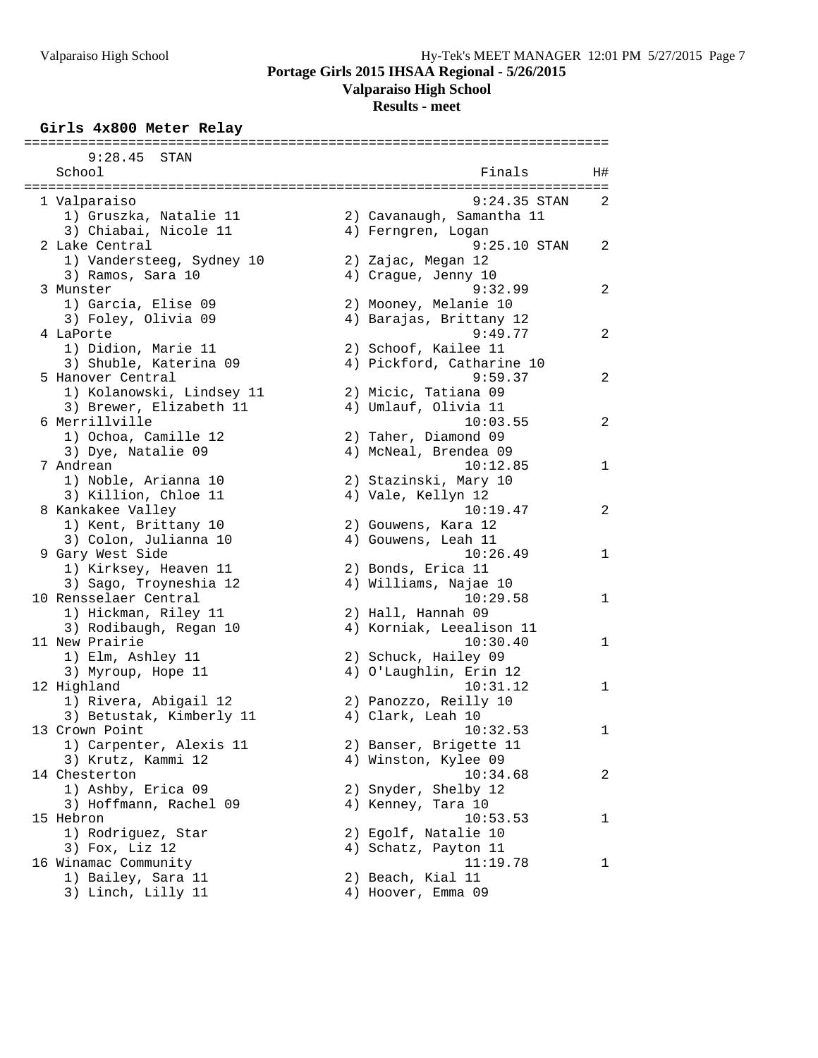# Portage Girls 2015 IHSAA Regional - 5/26/2015

## Valparaiso High School

### Results - meet

**Girls 4x800 Meter Relay**

9:28.45 STAN

| Place | School | Finals | H# |
|---|---|---|---|
| 1 | Valparaiso | 9:24.35 STAN | 2 |
| | 1) Gruszka, Natalie 11; 2) Cavanaugh, Samantha 11; 3) Chiabai, Nicole 11; 4) Ferngren, Logan | | |
| 2 | Lake Central | 9:25.10 STAN | 2 |
| | 1) Vandersteeg, Sydney 10; 2) Zajac, Megan 12; 3) Ramos, Sara 10; 4) Crague, Jenny 10 | | |
| 3 | Munster | 9:32.99 | 2 |
| | 1) Garcia, Elise 09; 2) Mooney, Melanie 10; 3) Foley, Olivia 09; 4) Barajas, Brittany 12 | | |
| 4 | LaPorte | 9:49.77 | 2 |
| | 1) Didion, Marie 11; 2) Schoof, Kailee 11; 3) Shuble, Katerina 09; 4) Pickford, Catharine 10 | | |
| 5 | Hanover Central | 9:59.37 | 2 |
| | 1) Kolanowski, Lindsey 11; 2) Micic, Tatiana 09; 3) Brewer, Elizabeth 11; 4) Umlauf, Olivia 11 | | |
| 6 | Merrillville | 10:03.55 | 2 |
| | 1) Ochoa, Camille 12; 2) Taher, Diamond 09; 3) Dye, Natalie 09; 4) McNeal, Brendea 09 | | |
| 7 | Andrean | 10:12.85 | 1 |
| | 1) Noble, Arianna 10; 2) Stazinski, Mary 10; 3) Killion, Chloe 11; 4) Vale, Kellyn 12 | | |
| 8 | Kankakee Valley | 10:19.47 | 2 |
| | 1) Kent, Brittany 10; 2) Gouwens, Kara 12; 3) Colon, Julianna 10; 4) Gouwens, Leah 11 | | |
| 9 | Gary West Side | 10:26.49 | 1 |
| | 1) Kirksey, Heaven 11; 2) Bonds, Erica 11; 3) Sago, Troyneshia 12; 4) Williams, Najae 10 | | |
| 10 | Rensselaer Central | 10:29.58 | 1 |
| | 1) Hickman, Riley 11; 2) Hall, Hannah 09; 3) Rodibaugh, Regan 10; 4) Korniak, Leealison 11 | | |
| 11 | New Prairie | 10:30.40 | 1 |
| | 1) Elm, Ashley 11; 2) Schuck, Hailey 09; 3) Myroup, Hope 11; 4) O'Laughlin, Erin 12 | | |
| 12 | Highland | 10:31.12 | 1 |
| | 1) Rivera, Abigail 12; 2) Panozzo, Reilly 10; 3) Betustak, Kimberly 11; 4) Clark, Leah 10 | | |
| 13 | Crown Point | 10:32.53 | 1 |
| | 1) Carpenter, Alexis 11; 2) Banser, Brigette 11; 3) Krutz, Kammi 12; 4) Winston, Kylee 09 | | |
| 14 | Chesterton | 10:34.68 | 2 |
| | 1) Ashby, Erica 09; 2) Snyder, Shelby 12; 3) Hoffmann, Rachel 09; 4) Kenney, Tara 10 | | |
| 15 | Hebron | 10:53.53 | 1 |
| | 1) Rodriguez, Star; 2) Egolf, Natalie 10; 3) Fox, Liz 12; 4) Schatz, Payton 11 | | |
| 16 | Winamac Community | 11:19.78 | 1 |
| | 1) Bailey, Sara 11; 2) Beach, Kial 11; 3) Linch, Lilly 11; 4) Hoover, Emma 09 | | |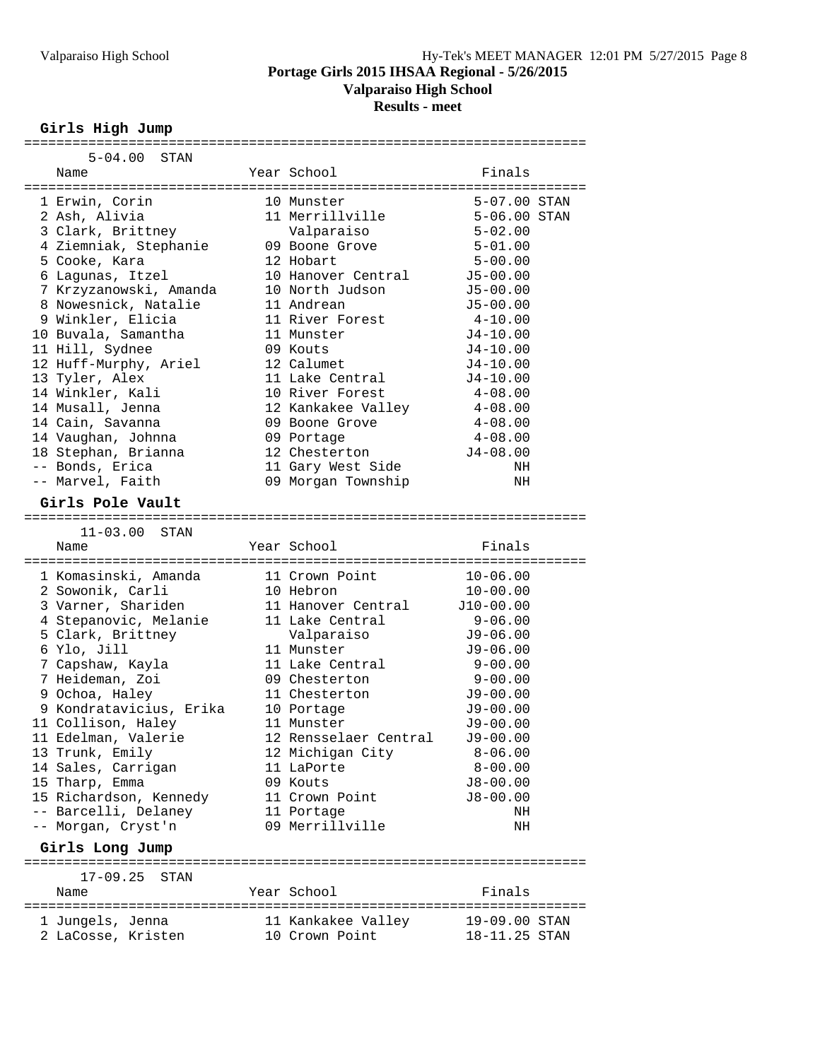**Portage Girls 2015 IHSAA Regional - 5/26/2015**
**Valparaiso High School**
**Results - meet**

## Girls High Jump

5-04.00 STAN

| Place | Name | Year | School | Finals | |
|---|---|---|---|---|---|
| 1 | Erwin, Corin | 10 | Munster | 5-07.00 | STAN |
| 2 | Ash, Alivia | 11 | Merrillville | 5-06.00 | STAN |
| 3 | Clark, Brittney | | Valparaiso | 5-02.00 | |
| 4 | Ziemniak, Stephanie | 09 | Boone Grove | 5-01.00 | |
| 5 | Cooke, Kara | 12 | Hobart | 5-00.00 | |
| 6 | Lagunas, Itzel | 10 | Hanover Central | J5-00.00 | |
| 7 | Krzyzanowski, Amanda | 10 | North Judson | J5-00.00 | |
| 8 | Nowesnick, Natalie | 11 | Andrean | J5-00.00 | |
| 9 | Winkler, Elicia | 11 | River Forest | 4-10.00 | |
| 10 | Buvala, Samantha | 11 | Munster | J4-10.00 | |
| 11 | Hill, Sydnee | 09 | Kouts | J4-10.00 | |
| 12 | Huff-Murphy, Ariel | 12 | Calumet | J4-10.00 | |
| 13 | Tyler, Alex | 11 | Lake Central | J4-10.00 | |
| 14 | Winkler, Kali | 10 | River Forest | 4-08.00 | |
| 14 | Musall, Jenna | 12 | Kankakee Valley | 4-08.00 | |
| 14 | Cain, Savanna | 09 | Boone Grove | 4-08.00 | |
| 14 | Vaughan, Johnna | 09 | Portage | 4-08.00 | |
| 18 | Stephan, Brianna | 12 | Chesterton | J4-08.00 | |
| -- | Bonds, Erica | 11 | Gary West Side | NH | |
| -- | Marvel, Faith | 09 | Morgan Township | NH | |

## Girls Pole Vault

11-03.00 STAN

| Place | Name | Year | School | Finals |
|---|---|---|---|---|
| 1 | Komasinski, Amanda | 11 | Crown Point | 10-06.00 |
| 2 | Sowonik, Carli | 10 | Hebron | 10-00.00 |
| 3 | Varner, Shariden | 11 | Hanover Central | J10-00.00 |
| 4 | Stepanovic, Melanie | 11 | Lake Central | 9-06.00 |
| 5 | Clark, Brittney | | Valparaiso | J9-06.00 |
| 6 | Ylo, Jill | 11 | Munster | J9-06.00 |
| 7 | Capshaw, Kayla | 11 | Lake Central | 9-00.00 |
| 7 | Heideman, Zoi | 09 | Chesterton | 9-00.00 |
| 9 | Ochoa, Haley | 11 | Chesterton | J9-00.00 |
| 9 | Kondratavicius, Erika | 10 | Portage | J9-00.00 |
| 11 | Collison, Haley | 11 | Munster | J9-00.00 |
| 11 | Edelman, Valerie | 12 | Rensselaer Central | J9-00.00 |
| 13 | Trunk, Emily | 12 | Michigan City | 8-06.00 |
| 14 | Sales, Carrigan | 11 | LaPorte | 8-00.00 |
| 15 | Tharp, Emma | 09 | Kouts | J8-00.00 |
| 15 | Richardson, Kennedy | 11 | Crown Point | J8-00.00 |
| -- | Barcelli, Delaney | 11 | Portage | NH |
| -- | Morgan, Cryst'n | 09 | Merrillville | NH |

## Girls Long Jump

17-09.25 STAN

| Place | Name | Year | School | Finals | |
|---|---|---|---|---|---|
| 1 | Jungels, Jenna | 11 | Kankakee Valley | 19-09.00 | STAN |
| 2 | LaCosse, Kristen | 10 | Crown Point | 18-11.25 | STAN |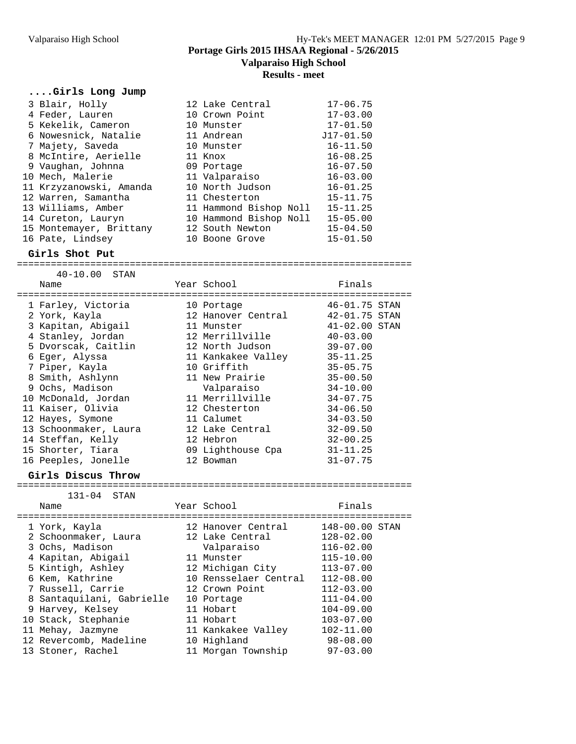# Portage Girls 2015 IHSAA Regional - 5/26/2015

## Valparaiso High School

### Results - meet

#### ....Girls Long Jump

| Place | Name | Year | School | Finals |
|---|---|---|---|---|
| 3 | Blair, Holly | 12 | Lake Central | 17-06.75 |
| 4 | Feder, Lauren | 10 | Crown Point | 17-03.00 |
| 5 | Kekelik, Cameron | 10 | Munster | 17-01.50 |
| 6 | Nowesnick, Natalie | 11 | Andrean | J17-01.50 |
| 7 | Majety, Saveda | 10 | Munster | 16-11.50 |
| 8 | McIntire, Aerielle | 11 | Knox | 16-08.25 |
| 9 | Vaughan, Johnna | 09 | Portage | 16-07.50 |
| 10 | Mech, Malerie | 11 | Valparaiso | 16-03.00 |
| 11 | Krzyzanowski, Amanda | 10 | North Judson | 16-01.25 |
| 12 | Warren, Samantha | 11 | Chesterton | 15-11.75 |
| 13 | Williams, Amber | 11 | Hammond Bishop Noll | 15-11.25 |
| 14 | Cureton, Lauryn | 10 | Hammond Bishop Noll | 15-05.00 |
| 15 | Montemayer, Brittany | 12 | South Newton | 15-04.50 |
| 16 | Pate, Lindsey | 10 | Boone Grove | 15-01.50 |

#### Girls Shot Put

40-10.00 STAN

| Place | Name | Year | School | Finals | |
|---|---|---|---|---|---|
| 1 | Farley, Victoria | 10 | Portage | 46-01.75 | STAN |
| 2 | York, Kayla | 12 | Hanover Central | 42-01.75 | STAN |
| 3 | Kapitan, Abigail | 11 | Munster | 41-02.00 | STAN |
| 4 | Stanley, Jordan | 12 | Merrillville | 40-03.00 | |
| 5 | Dvorscak, Caitlin | 12 | North Judson | 39-07.00 | |
| 6 | Eger, Alyssa | 11 | Kankakee Valley | 35-11.25 | |
| 7 | Piper, Kayla | 10 | Griffith | 35-05.75 | |
| 8 | Smith, Ashlynn | 11 | New Prairie | 35-00.50 | |
| 9 | Ochs, Madison | | Valparaiso | 34-10.00 | |
| 10 | McDonald, Jordan | 11 | Merrillville | 34-07.75 | |
| 11 | Kaiser, Olivia | 12 | Chesterton | 34-06.50 | |
| 12 | Hayes, Symone | 11 | Calumet | 34-03.50 | |
| 13 | Schoonmaker, Laura | 12 | Lake Central | 32-09.50 | |
| 14 | Steffan, Kelly | 12 | Hebron | 32-00.25 | |
| 15 | Shorter, Tiara | 09 | Lighthouse Cpa | 31-11.25 | |
| 16 | Peeples, Jonelle | 12 | Bowman | 31-07.75 | |

#### Girls Discus Throw

131-04 STAN

| Place | Name | Year | School | Finals | |
|---|---|---|---|---|---|
| 1 | York, Kayla | 12 | Hanover Central | 148-00.00 | STAN |
| 2 | Schoonmaker, Laura | 12 | Lake Central | 128-02.00 | |
| 3 | Ochs, Madison | | Valparaiso | 116-02.00 | |
| 4 | Kapitan, Abigail | 11 | Munster | 115-10.00 | |
| 5 | Kintigh, Ashley | 12 | Michigan City | 113-07.00 | |
| 6 | Kem, Kathrine | 10 | Rensselaer Central | 112-08.00 | |
| 7 | Russell, Carrie | 12 | Crown Point | 112-03.00 | |
| 8 | Santaquilani, Gabrielle | 10 | Portage | 111-04.00 | |
| 9 | Harvey, Kelsey | 11 | Hobart | 104-09.00 | |
| 10 | Stack, Stephanie | 11 | Hobart | 103-07.00 | |
| 11 | Mehay, Jazmyne | 11 | Kankakee Valley | 102-11.00 | |
| 12 | Revercomb, Madeline | 10 | Highland | 98-08.00 | |
| 13 | Stoner, Rachel | 11 | Morgan Township | 97-03.00 | |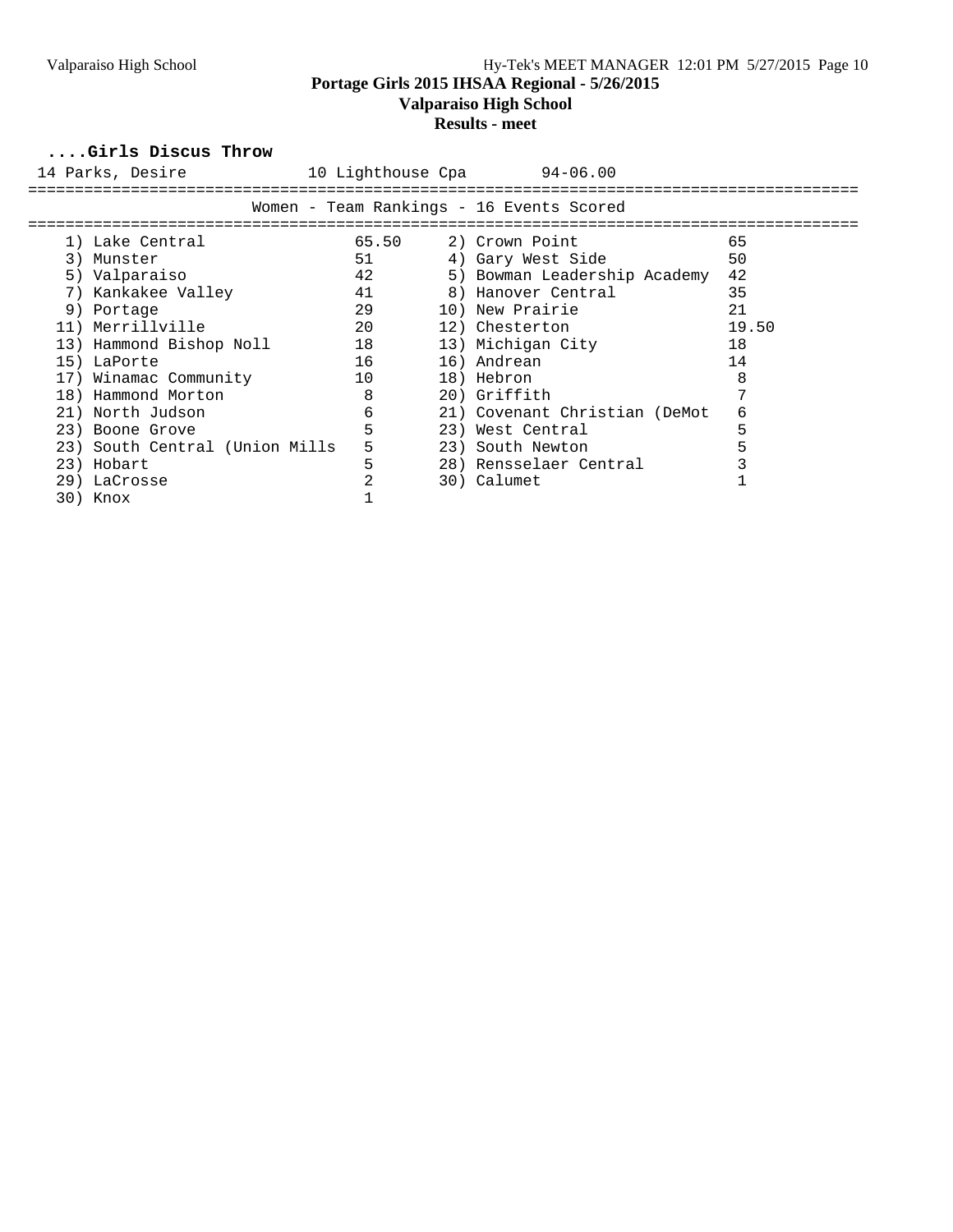**Portage Girls 2015 IHSAA Regional - 5/26/2015**

**Valparaiso High School**

**Results - meet**

### ....Girls Discus Throw

| | | | |
|---|---|---|---|
| 14 | Parks, Desire | 10 Lighthouse Cpa | 94-06.00 |

### Women - Team Rankings - 16 Events Scored

| | | | |
|---|---|---|---|
| 1) Lake Central | 65.50 | 2) Crown Point | 65 |
| 3) Munster | 51 | 4) Gary West Side | 50 |
| 5) Valparaiso | 42 | 5) Bowman Leadership Academy | 42 |
| 7) Kankakee Valley | 41 | 8) Hanover Central | 35 |
| 9) Portage | 29 | 10) New Prairie | 21 |
| 11) Merrillville | 20 | 12) Chesterton | 19.50 |
| 13) Hammond Bishop Noll | 18 | 13) Michigan City | 18 |
| 15) LaPorte | 16 | 16) Andrean | 14 |
| 17) Winamac Community | 10 | 18) Hebron | 8 |
| 18) Hammond Morton | 8 | 20) Griffith | 7 |
| 21) North Judson | 6 | 21) Covenant Christian (DeMot | 6 |
| 23) Boone Grove | 5 | 23) West Central | 5 |
| 23) South Central (Union Mills | 5 | 23) South Newton | 5 |
| 23) Hobart | 5 | 28) Rensselaer Central | 3 |
| 29) LaCrosse | 2 | 30) Calumet | 1 |
| 30) Knox | 1 | | |